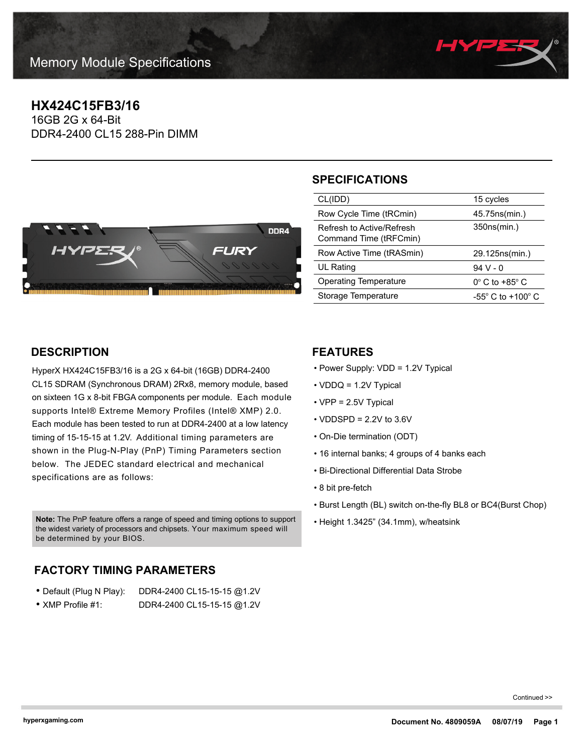# Memory Module Specifications

## HX424C15FB3/16

16GB 2G x 64-Bit
DDR4-2400 CL15 288-Pin DIMM

## SPECIFICATIONS

| | |
|---|---|
| CL(IDD) | 15 cycles |
| Row Cycle Time (tRCmin) | 45.75ns(min.) |
| Refresh to Active/Refresh Command Time (tRFCmin) | 350ns(min.) |
| Row Active Time (tRASmin) | 29.125ns(min.) |
| UL Rating | 94 V - 0 |
| Operating Temperature | 0° C to +85° C |
| Storage Temperature | -55° C to +100° C |

## DESCRIPTION

HyperX HX424C15FB3/16 is a 2G x 64-bit (16GB) DDR4-2400 CL15 SDRAM (Synchronous DRAM) 2Rx8, memory module, based on sixteen 1G x 8-bit FBGA components per module. Each module supports Intel® Extreme Memory Profiles (Intel® XMP) 2.0. Each module has been tested to run at DDR4-2400 at a low latency timing of 15-15-15 at 1.2V. Additional timing parameters are shown in the Plug-N-Play (PnP) Timing Parameters section below. The JEDEC standard electrical and mechanical specifications are as follows:

**Note:** The PnP feature offers a range of speed and timing options to support the widest variety of processors and chipsets. Your maximum speed will be determined by your BIOS.

## FACTORY TIMING PARAMETERS

- Default (Plug N Play): DDR4-2400 CL15-15-15 @1.2V
- XMP Profile #1: DDR4-2400 CL15-15-15 @1.2V

## FEATURES

- Power Supply: VDD = 1.2V Typical
- VDDQ = 1.2V Typical
- VPP = 2.5V Typical
- VDDSPD = 2.2V to 3.6V
- On-Die termination (ODT)
- 16 internal banks; 4 groups of 4 banks each
- Bi-Directional Differential Data Strobe
- 8 bit pre-fetch
- Burst Length (BL) switch on-the-fly BL8 or BC4(Burst Chop)
- Height 1.3425" (34.1mm), w/heatsink

Continued >>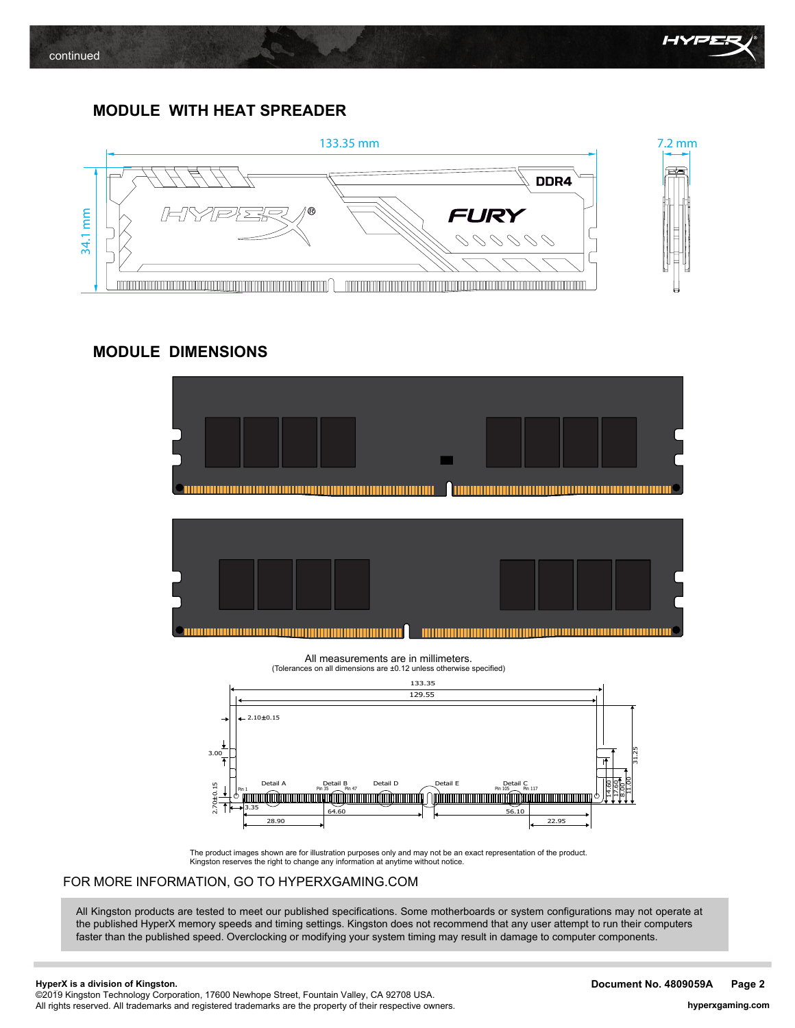## MODULE WITH HEAT SPREADER

133.35 mm

7.2 mm

34.1 mm

DDR4

FURY

## MODULE DIMENSIONS

All measurements are in millimeters.
(Tolerances on all dimensions are ±0.12 unless otherwise specified)

133.35

129.55

2.10±0.15

3.00

2.70±0.15

Detail A

Detail B

Detail D

Detail E

Detail C

Pin 1

Pin 35

Pin 47

Pin 105

Pin 117

3.35

28.90

64.60

56.10

22.95

31.25

14.60

17.60

11.00

The product images shown are for illustration purposes only and may not be an exact representation of the product.
Kingston reserves the right to change any information at anytime without notice.

FOR MORE INFORMATION, GO TO HYPERXGAMING.COM

All Kingston products are tested to meet our published specifications. Some motherboards or system configurations may not operate at the published HyperX memory speeds and timing settings. Kingston does not recommend that any user attempt to run their computers faster than the published speed. Overclocking or modifying your system timing may result in damage to computer components.

**HyperX is a division of Kingston.**
©2019 Kingston Technology Corporation, 17600 Newhope Street, Fountain Valley, CA 92708 USA.
All rights reserved. All trademarks and registered trademarks are the property of their respective owners.

**Document No. 4809059A**

hyperxgaming.com